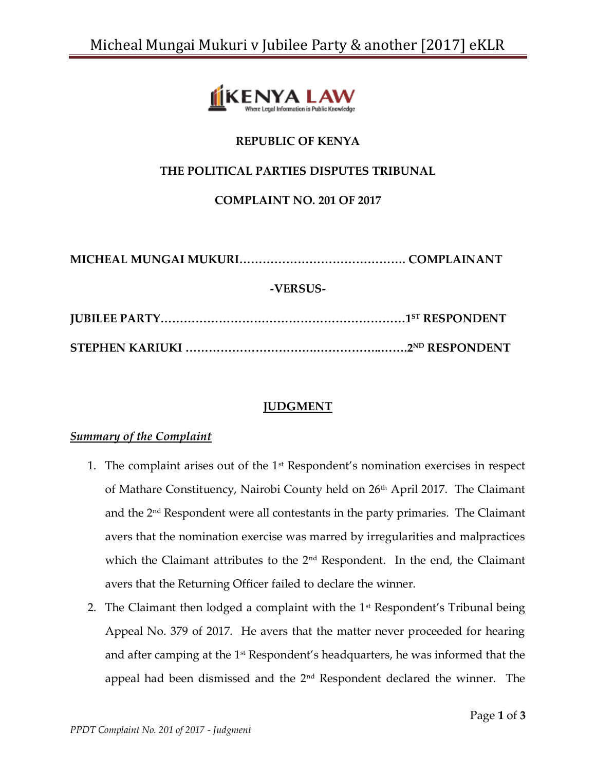**REPUBLIC OF KENYA**

**THE POLITICAL PARTIES DISPUTES TRIBUNAL**

**COMPLAINT NO. 201 OF 2017**

**MICHEAL MUNGAI MUKURI……………………………………. COMPLAINANT**

**-VERSUS-**

**JUBILEE PARTY………………………………………………………1ST RESPONDENT**

**STEPHEN KARIUKI ………………………………………….…….2ND RESPONDENT**

## JUDGMENT

### *Summary of the Complaint*

1. The complaint arises out of the 1st Respondent's nomination exercises in respect of Mathare Constituency, Nairobi County held on 26th April 2017. The Claimant and the 2nd Respondent were all contestants in the party primaries. The Claimant avers that the nomination exercise was marred by irregularities and malpractices which the Claimant attributes to the 2nd Respondent. In the end, the Claimant avers that the Returning Officer failed to declare the winner.
2. The Claimant then lodged a complaint with the 1st Respondent's Tribunal being Appeal No. 379 of 2017. He avers that the matter never proceeded for hearing and after camping at the 1st Respondent's headquarters, he was informed that the appeal had been dismissed and the 2nd Respondent declared the winner. The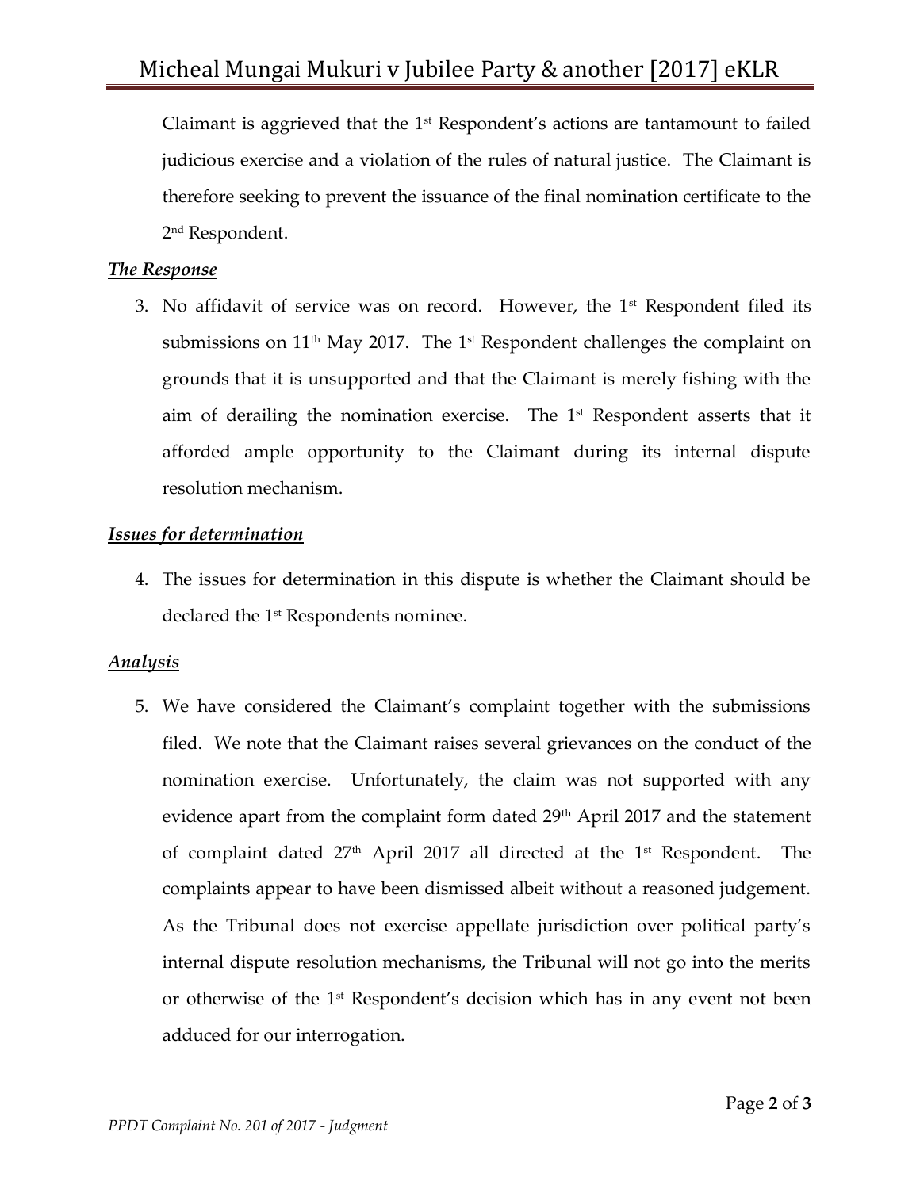Claimant is aggrieved that the 1st Respondent's actions are tantamount to failed judicious exercise and a violation of the rules of natural justice. The Claimant is therefore seeking to prevent the issuance of the final nomination certificate to the 2nd Respondent.

***The Response***

3. No affidavit of service was on record. However, the 1st Respondent filed its submissions on 11th May 2017. The 1st Respondent challenges the complaint on grounds that it is unsupported and that the Claimant is merely fishing with the aim of derailing the nomination exercise. The 1st Respondent asserts that it afforded ample opportunity to the Claimant during its internal dispute resolution mechanism.

***Issues for determination***

4. The issues for determination in this dispute is whether the Claimant should be declared the 1st Respondents nominee.

***Analysis***

5. We have considered the Claimant's complaint together with the submissions filed. We note that the Claimant raises several grievances on the conduct of the nomination exercise. Unfortunately, the claim was not supported with any evidence apart from the complaint form dated 29th April 2017 and the statement of complaint dated 27th April 2017 all directed at the 1st Respondent. The complaints appear to have been dismissed albeit without a reasoned judgement. As the Tribunal does not exercise appellate jurisdiction over political party's internal dispute resolution mechanisms, the Tribunal will not go into the merits or otherwise of the 1st Respondent's decision which has in any event not been adduced for our interrogation.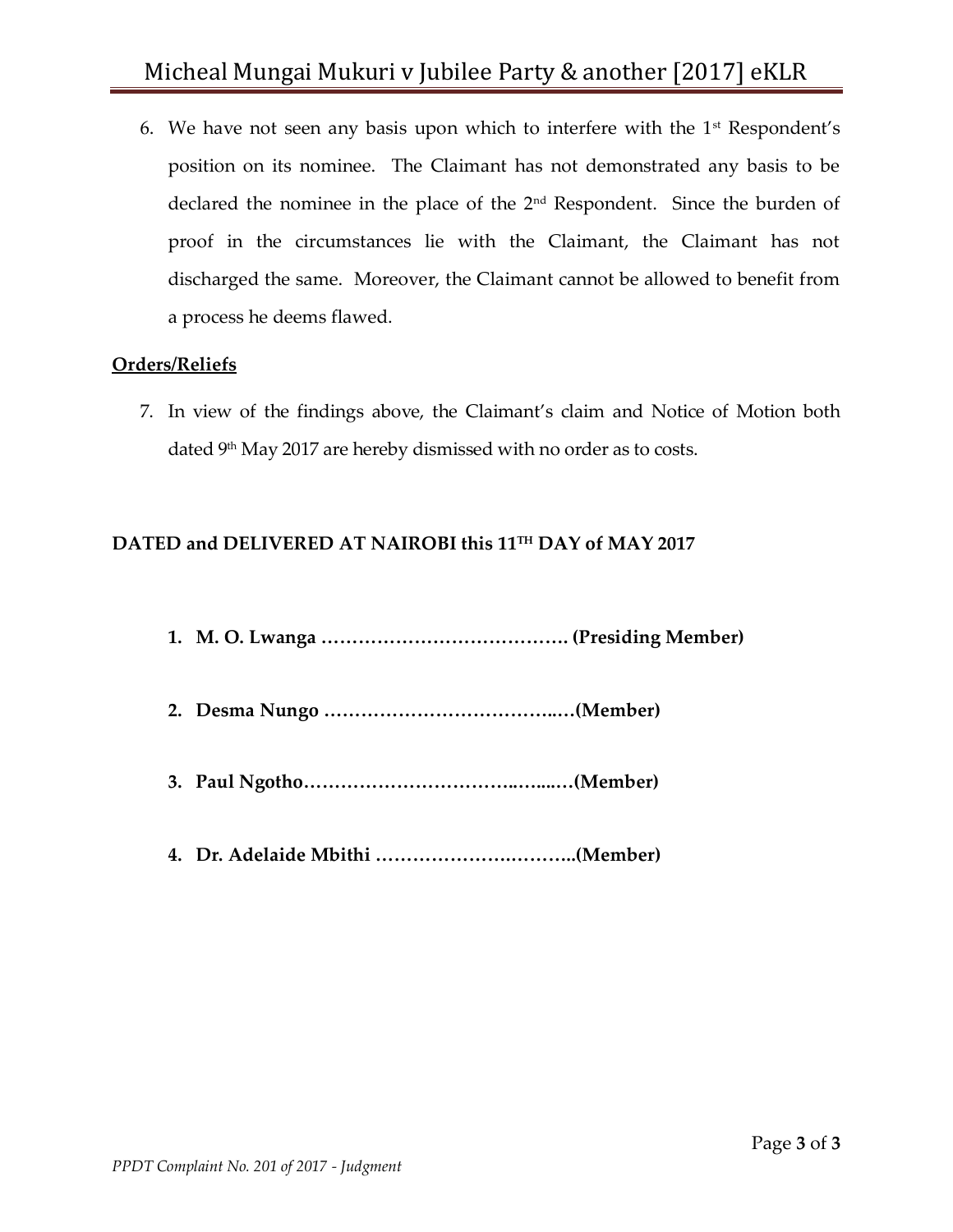6. We have not seen any basis upon which to interfere with the 1st Respondent's position on its nominee. The Claimant has not demonstrated any basis to be declared the nominee in the place of the 2nd Respondent. Since the burden of proof in the circumstances lie with the Claimant, the Claimant has not discharged the same. Moreover, the Claimant cannot be allowed to benefit from a process he deems flawed.

**Orders/Reliefs**

7. In view of the findings above, the Claimant's claim and Notice of Motion both dated 9th May 2017 are hereby dismissed with no order as to costs.

**DATED and DELIVERED AT NAIROBI this 11TH DAY of MAY 2017**

1. **M. O. Lwanga …………………………………. (Presiding Member)**
2. **Desma Nungo ……………………………….…(Member)**
3. **Paul Ngotho……………………………..…...…(Member)**
4. **Dr. Adelaide Mbithi ……………….………..(Member)**